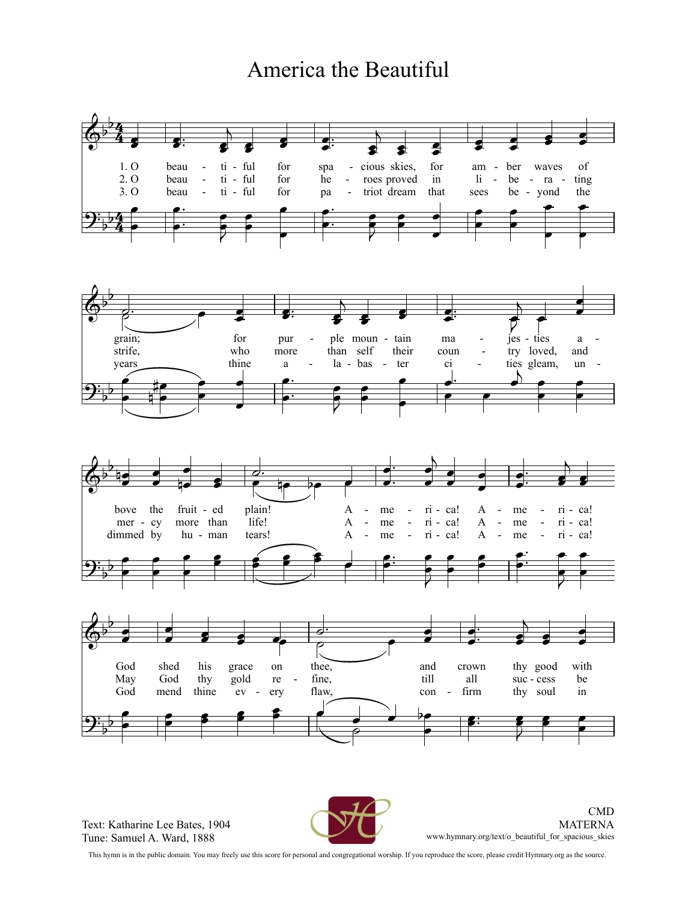# America the Beautiful

1. O beau - ti - ful for spa - cious skies, for am - ber waves of grain; for pur - ple moun - tain ma - jes - ties a - bove the fruit - ed plain! A - me - ri - ca! A - me - ri - ca! God shed his grace on thee, and crown thy good with

2. O beau - ti - ful for he - roes proved in li - be - ra - ting strife, who more than self their coun - try loved, and mer - cy more than life! A - me - ri - ca! A - me - ri - ca! May God thy gold re - fine, till all suc - cess be

3. O beau - ti - ful for pa - triot dream that sees be - yond the years thine a - la - bas - ter ci - ties gleam, un - dimmed by hu - man tears! A - me - ri - ca! A - me - ri - ca! God mend thine ev - ery flaw, con - firm thy soul in

Text: Katharine Lee Bates, 1904
Tune: Samuel A. Ward, 1888

CMD
MATERNA
www.hymnary.org/text/o_beautiful_for_spacious_skies

This hymn is in the public domain. You may freely use this score for personal and congregational worship. If you reproduce the score, please credit Hymnary.org as the source.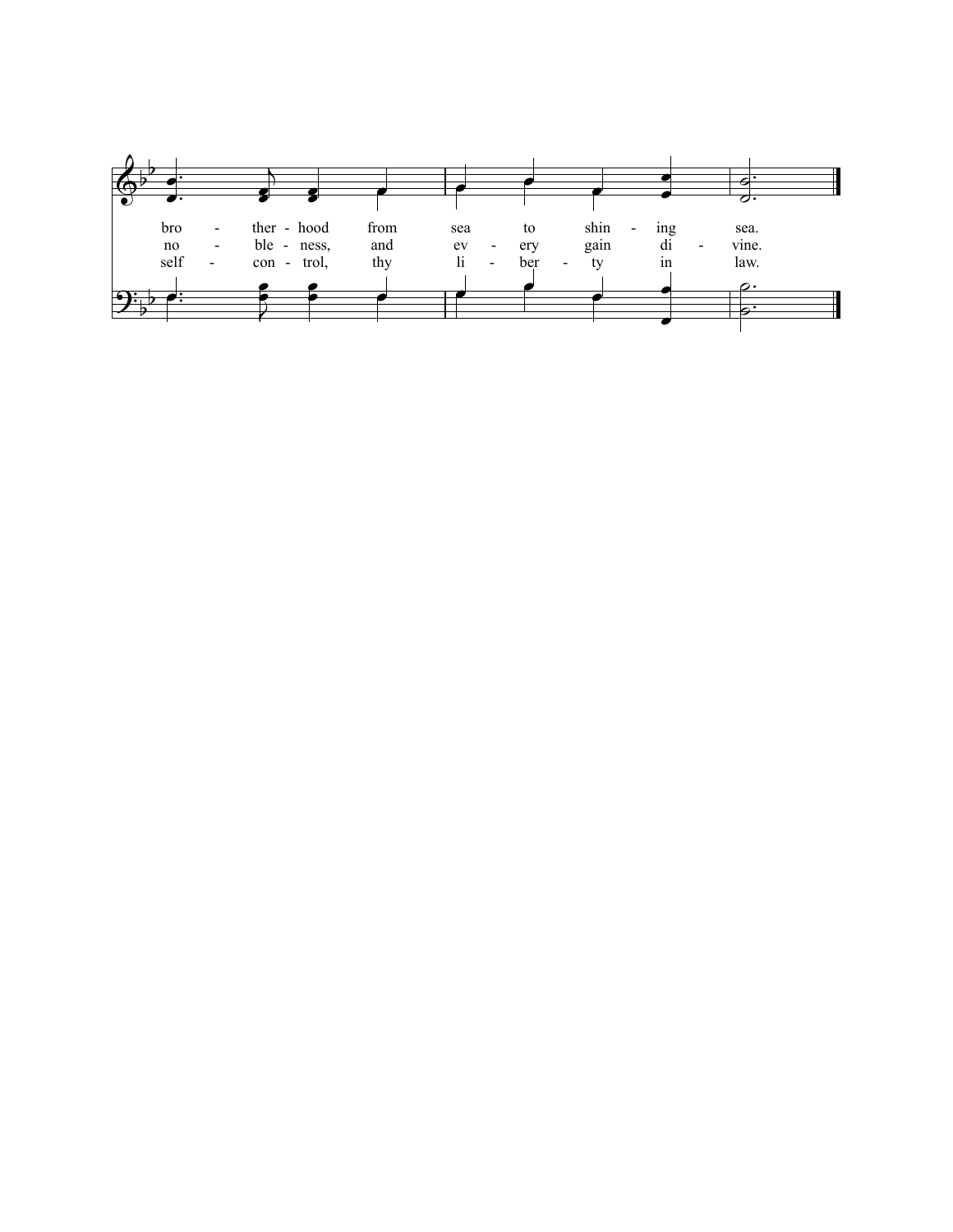bro - ther - hood from sea to shin - ing sea.
no - ble - ness, and ev - ery gain di - vine.
self - con - trol, thy li - ber - ty in law.